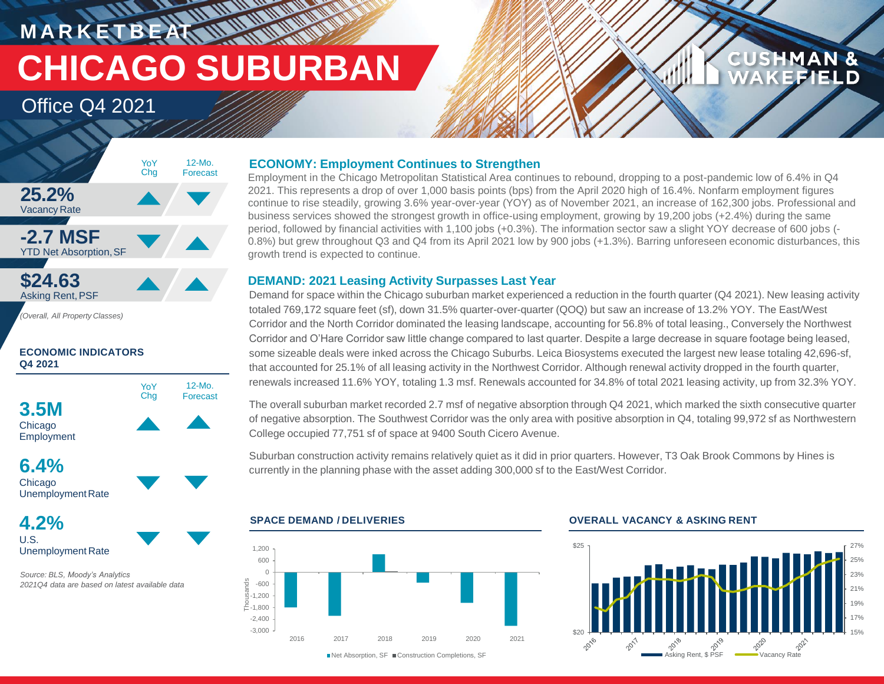# MARKETBEAT

# CHICAGO SUBURBAN

## Office Q4 2021

| | YoY Chg | 12-Mo. Forecast |
|---|---|---|
| **25.2%** Vacancy Rate | ▲ | ▼ |
| **-2.7 MSF** YTD Net Absorption, SF | ▼ | ▲ |
| **$24.63** Asking Rent, PSF | ▲ | ▲ |

*(Overall, All Property Classes)*

**ECONOMIC INDICATORS Q4 2021**

| | YoY Chg | 12-Mo. Forecast |
|---|---|---|
| **3.5M** Chicago Employment | ▲ | ▲ |
| **6.4%** Chicago Unemployment Rate | ▼ | ▼ |
| **4.2%** U.S. Unemployment Rate | ▼ | ▼ |

*Source: BLS, Moody's Analytics*
*2021Q4 data are based on latest available data*

### ECONOMY: Employment Continues to Strengthen

Employment in the Chicago Metropolitan Statistical Area continues to rebound, dropping to a post-pandemic low of 6.4% in Q4 2021. This represents a drop of over 1,000 basis points (bps) from the April 2020 high of 16.4%. Nonfarm employment figures continue to rise steadily, growing 3.6% year-over-year (YOY) as of November 2021, an increase of 162,300 jobs. Professional and business services showed the strongest growth in office-using employment, growing by 19,200 jobs (+2.4%) during the same period, followed by financial activities with 1,100 jobs (+0.3%). The information sector saw a slight YOY decrease of 600 jobs (-0.8%) but grew throughout Q3 and Q4 from its April 2021 low by 900 jobs (+1.3%). Barring unforeseen economic disturbances, this growth trend is expected to continue.

### DEMAND: 2021 Leasing Activity Surpasses Last Year

Demand for space within the Chicago suburban market experienced a reduction in the fourth quarter (Q4 2021). New leasing activity totaled 769,172 square feet (sf), down 31.5% quarter-over-quarter (QOQ) but saw an increase of 13.2% YOY. The East/West Corridor and the North Corridor dominated the leasing landscape, accounting for 56.8% of total leasing., Conversely the Northwest Corridor and O'Hare Corridor saw little change compared to last quarter. Despite a large decrease in square footage being leased, some sizeable deals were inked across the Chicago Suburbs. Leica Biosystems executed the largest new lease totaling 42,696-sf, that accounted for 25.1% of all leasing activity in the Northwest Corridor. Although renewal activity dropped in the fourth quarter, renewals increased 11.6% YOY, totaling 1.3 msf. Renewals accounted for 34.8% of total 2021 leasing activity, up from 32.3% YOY.

The overall suburban market recorded 2.7 msf of negative absorption through Q4 2021, which marked the sixth consecutive quarter of negative absorption. The Southwest Corridor was the only area with positive absorption in Q4, totaling 99,972 sf as Northwestern College occupied 77,751 sf of space at 9400 South Cicero Avenue.

Suburban construction activity remains relatively quiet as it did in prior quarters. However, T3 Oak Brook Commons by Hines is currently in the planning phase with the asset adding 300,000 sf to the East/West Corridor.

**SPACE DEMAND / DELIVERIES**

**OVERALL VACANCY & ASKING RENT**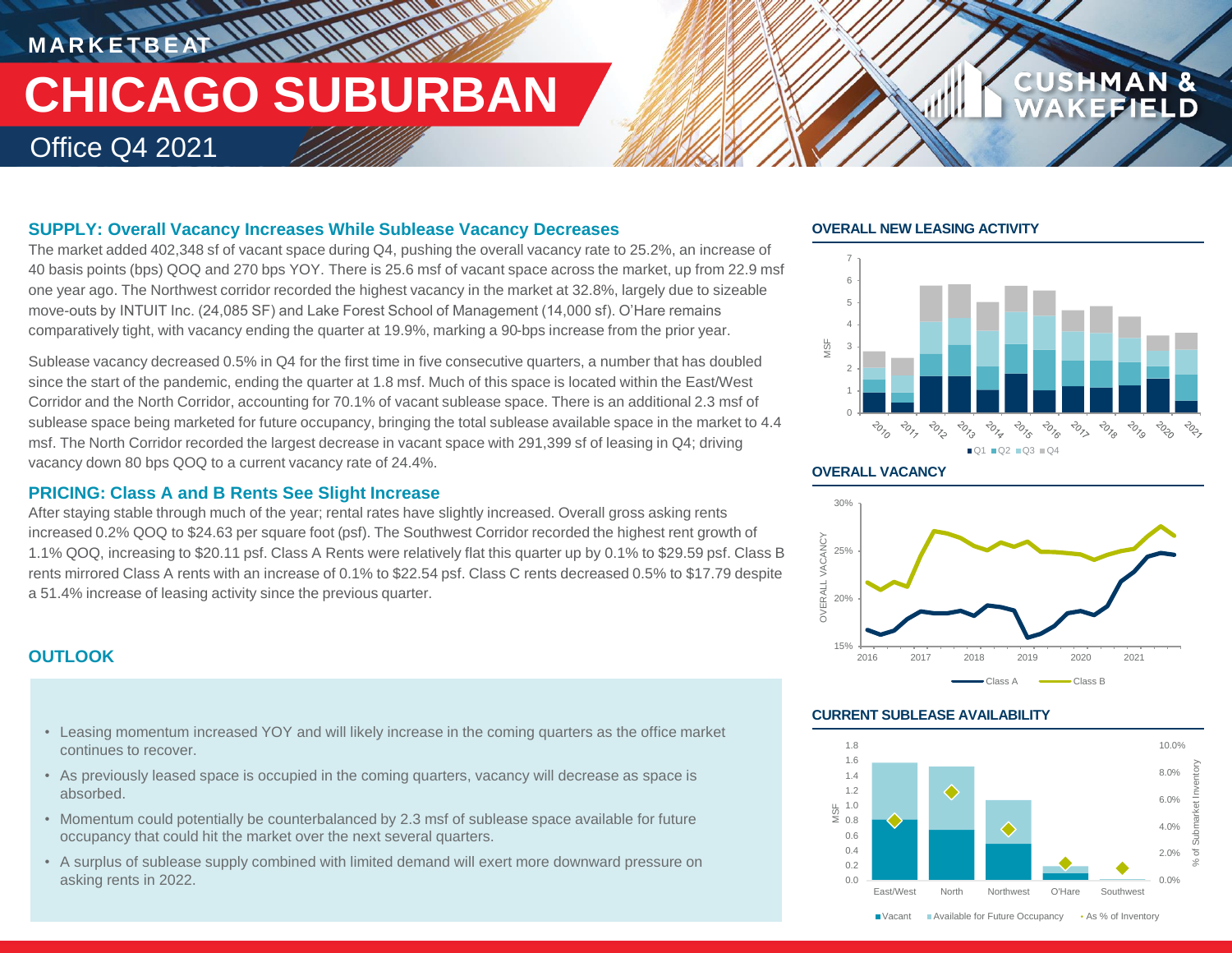# MARKETBEAT

# CHICAGO SUBURBAN

## Office Q4 2021

### SUPPLY: Overall Vacancy Increases While Sublease Vacancy Decreases

The market added 402,348 sf of vacant space during Q4, pushing the overall vacancy rate to 25.2%, an increase of 40 basis points (bps) QOQ and 270 bps YOY. There is 25.6 msf of vacant space across the market, up from 22.9 msf one year ago. The Northwest corridor recorded the highest vacancy in the market at 32.8%, largely due to sizeable move-outs by INTUIT Inc. (24,085 SF) and Lake Forest School of Management (14,000 sf). O'Hare remains comparatively tight, with vacancy ending the quarter at 19.9%, marking a 90-bps increase from the prior year.

Sublease vacancy decreased 0.5% in Q4 for the first time in five consecutive quarters, a number that has doubled since the start of the pandemic, ending the quarter at 1.8 msf. Much of this space is located within the East/West Corridor and the North Corridor, accounting for 70.1% of vacant sublease space. There is an additional 2.3 msf of sublease space being marketed for future occupancy, bringing the total sublease available space in the market to 4.4 msf. The North Corridor recorded the largest decrease in vacant space with 291,399 sf of leasing in Q4; driving vacancy down 80 bps QOQ to a current vacancy rate of 24.4%.

### PRICING: Class A and B Rents See Slight Increase

After staying stable through much of the year; rental rates have slightly increased. Overall gross asking rents increased 0.2% QOQ to $24.63 per square foot (psf). The Southwest Corridor recorded the highest rent growth of 1.1% QOQ, increasing to $20.11 psf. Class A Rents were relatively flat this quarter up by 0.1% to $29.59 psf. Class B rents mirrored Class A rents with an increase of 0.1% to $22.54 psf. Class C rents decreased 0.5% to $17.79 despite a 51.4% increase of leasing activity since the previous quarter.

### OUTLOOK

- Leasing momentum increased YOY and will likely increase in the coming quarters as the office market continues to recover.
- As previously leased space is occupied in the coming quarters, vacancy will decrease as space is absorbed.
- Momentum could potentially be counterbalanced by 2.3 msf of sublease space available for future occupancy that could hit the market over the next several quarters.
- A surplus of sublease supply combined with limited demand will exert more downward pressure on asking rents in 2022.

### OVERALL NEW LEASING ACTIVITY

MSF, 2010–2021; ■Q1 ■Q2 ■Q3 ■Q4

### OVERALL VACANCY

OVERALL VACANCY, 2016–2021; Class A, Class B

### CURRENT SUBLEASE AVAILABILITY

MSF / % of Submarket Inventory; East/West, North, Northwest, O'Hare, Southwest

■Vacant ■Available for Future Occupancy ◆As % of Inventory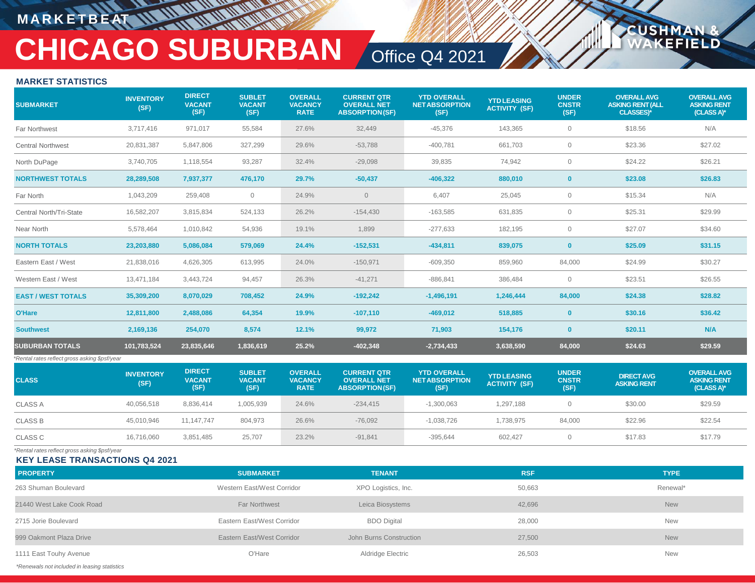# MARKETBEAT

# CHICAGO SUBURBAN

## Office Q4 2021

### MARKET STATISTICS

| SUBMARKET | INVENTORY (SF) | DIRECT VACANT (SF) | SUBLET VACANT (SF) | OVERALL VACANCY RATE | CURRENT QTR OVERALL NET ABSORPTION (SF) | YTD OVERALL NET ABSORPTION (SF) | YTD LEASING ACTIVITY (SF) | UNDER CNSTR (SF) | OVERALL AVG ASKING RENT (ALL CLASSES)* | OVERALL AVG ASKING RENT (CLASS A)* |
|---|---|---|---|---|---|---|---|---|---|---|
| Far Northwest | 3,717,416 | 971,017 | 55,584 | 27.6% | 32,449 | -45,376 | 143,365 | 0 | $18.56 | N/A |
| Central Northwest | 20,831,387 | 5,847,806 | 327,299 | 29.6% | -53,788 | -400,781 | 661,703 | 0 | $23.36 | $27.02 |
| North DuPage | 3,740,705 | 1,118,554 | 93,287 | 32.4% | -29,098 | 39,835 | 74,942 | 0 | $24.22 | $26.21 |
| **NORTHWEST TOTALS** | **28,289,508** | **7,937,377** | **476,170** | **29.7%** | **-50,437** | **-406,322** | **880,010** | **0** | **$23.08** | **$26.83** |
| Far North | 1,043,209 | 259,408 | 0 | 24.9% | 0 | 6,407 | 25,045 | 0 | $15.34 | N/A |
| Central North/Tri-State | 16,582,207 | 3,815,834 | 524,133 | 26.2% | -154,430 | -163,585 | 631,835 | 0 | $25.31 | $29.99 |
| Near North | 5,578,464 | 1,010,842 | 54,936 | 19.1% | 1,899 | -277,633 | 182,195 | 0 | $27.07 | $34.60 |
| **NORTH TOTALS** | **23,203,880** | **5,086,084** | **579,069** | **24.4%** | **-152,531** | **-434,811** | **839,075** | **0** | **$25.09** | **$31.15** |
| Eastern East / West | 21,838,016 | 4,626,305 | 613,995 | 24.0% | -150,971 | -609,350 | 859,960 | 84,000 | $24.99 | $30.27 |
| Western East / West | 13,471,184 | 3,443,724 | 94,457 | 26.3% | -41,271 | -886,841 | 386,484 | 0 | $23.51 | $26.55 |
| **EAST / WEST TOTALS** | **35,309,200** | **8,070,029** | **708,452** | **24.9%** | **-192,242** | **-1,496,191** | **1,246,444** | **84,000** | **$24.38** | **$28.82** |
| **O'Hare** | **12,811,800** | **2,488,086** | **64,354** | **19.9%** | **-107,110** | **-469,012** | **518,885** | **0** | **$30.16** | **$36.42** |
| **Southwest** | **2,169,136** | **254,070** | **8,574** | **12.1%** | **99,972** | **71,903** | **154,176** | **0** | **$20.11** | **N/A** |
| **SUBURBAN TOTALS** | **101,783,524** | **23,835,646** | **1,836,619** | **25.2%** | **-402,348** | **-2,734,433** | **3,638,590** | **84,000** | **$24.63** | **$29.59** |

*Rental rates reflect gross asking $psf/year

| CLASS | INVENTORY (SF) | DIRECT VACANT (SF) | SUBLET VACANT (SF) | OVERALL VACANCY RATE | CURRENT QTR OVERALL NET ABSORPTION (SF) | YTD OVERALL NET ABSORPTION (SF) | YTD LEASING ACTIVITY (SF) | UNDER CNSTR (SF) | DIRECT AVG ASKING RENT | OVERALL AVG ASKING RENT (CLASS A)* |
|---|---|---|---|---|---|---|---|---|---|---|
| CLASS A | 40,056,518 | 8,836,414 | 1,005,939 | 24.6% | -234,415 | -1,300,063 | 1,297,188 | 0 | $30.00 | $29.59 |
| CLASS B | 45,010,946 | 11,147,747 | 804,973 | 26.6% | -76,092 | -1,038,726 | 1,738,975 | 84,000 | $22.96 | $22.54 |
| CLASS C | 16,716,060 | 3,851,485 | 25,707 | 23.2% | -91,841 | -395,644 | 602,427 | 0 | $17.83 | $17.79 |

*Rental rates reflect gross asking $psf/year

### KEY LEASE TRANSACTIONS Q4 2021

| PROPERTY | SUBMARKET | TENANT | RSF | TYPE |
|---|---|---|---|---|
| 263 Shuman Boulevard | Western East/West Corridor | XPO Logistics, Inc. | 50,663 | Renewal* |
| 21440 West Lake Cook Road | Far Northwest | Leica Biosystems | 42,696 | New |
| 2715 Jorie Boulevard | Eastern East/West Corridor | BDO Digital | 28,000 | New |
| 999 Oakmont Plaza Drive | Eastern East/West Corridor | John Burns Construction | 27,500 | New |
| 1111 East Touhy Avenue | O'Hare | Aldridge Electric | 26,503 | New |

*Renewals not included in leasing statistics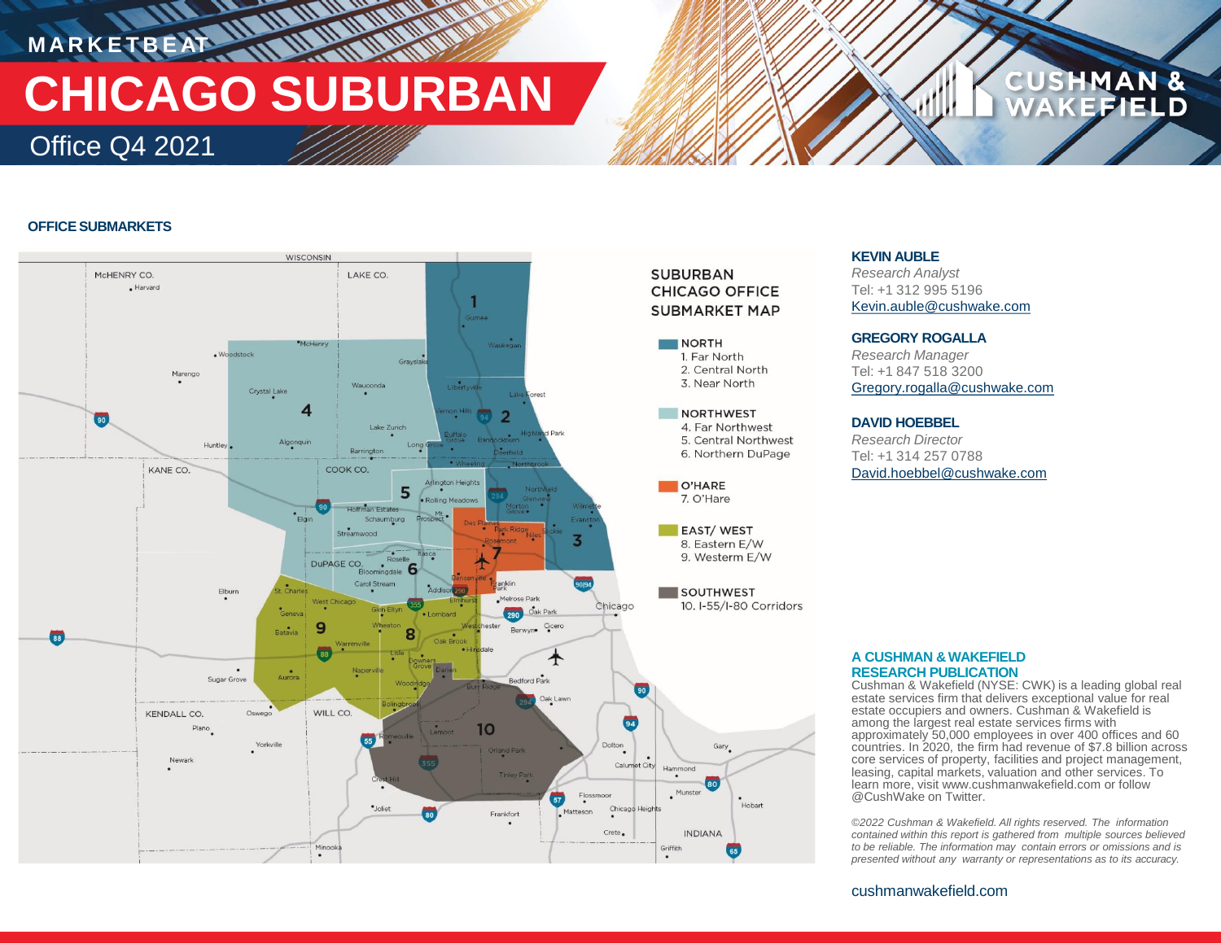MARKETBEAT

# CHICAGO SUBURBAN

Office Q4 2021

**OFFICE SUBMARKETS**

SUBURBAN CHICAGO OFFICE SUBMARKET MAP

NORTH
1. Far North
2. Central North
3. Near North

NORTHWEST
4. Far Northwest
5. Central Northwest
6. Northern DuPage

O'HARE
7. O'Hare

EAST/ WEST
8. Eastern E/W
9. Westerm E/W

SOUTHWEST
10. I-55/I-80 Corridors

**KEVIN AUBLE**
*Research Analyst*
Tel: +1 312 995 5196
Kevin.auble@cushwake.com

**GREGORY ROGALLA**
*Research Manager*
Tel: +1 847 518 3200
Gregory.rogalla@cushwake.com

**DAVID HOEBBEL**
*Research Director*
Tel: +1 314 257 0788
David.hoebbel@cushwake.com

**A CUSHMAN & WAKEFIELD RESEARCH PUBLICATION**

Cushman & Wakefield (NYSE: CWK) is a leading global real estate services firm that delivers exceptional value for real estate occupiers and owners. Cushman & Wakefield is among the largest real estate services firms with approximately 50,000 employees in over 400 offices and 60 countries. In 2020, the firm had revenue of $7.8 billion across core services of property, facilities and project management, leasing, capital markets, valuation and other services. To learn more, visit www.cushmanwakefield.com or follow @CushWake on Twitter.

*©2022 Cushman & Wakefield. All rights reserved. The information contained within this report is gathered from multiple sources believed to be reliable. The information may contain errors or omissions and is presented without any warranty or representations as to its accuracy.*

cushmanwakefield.com